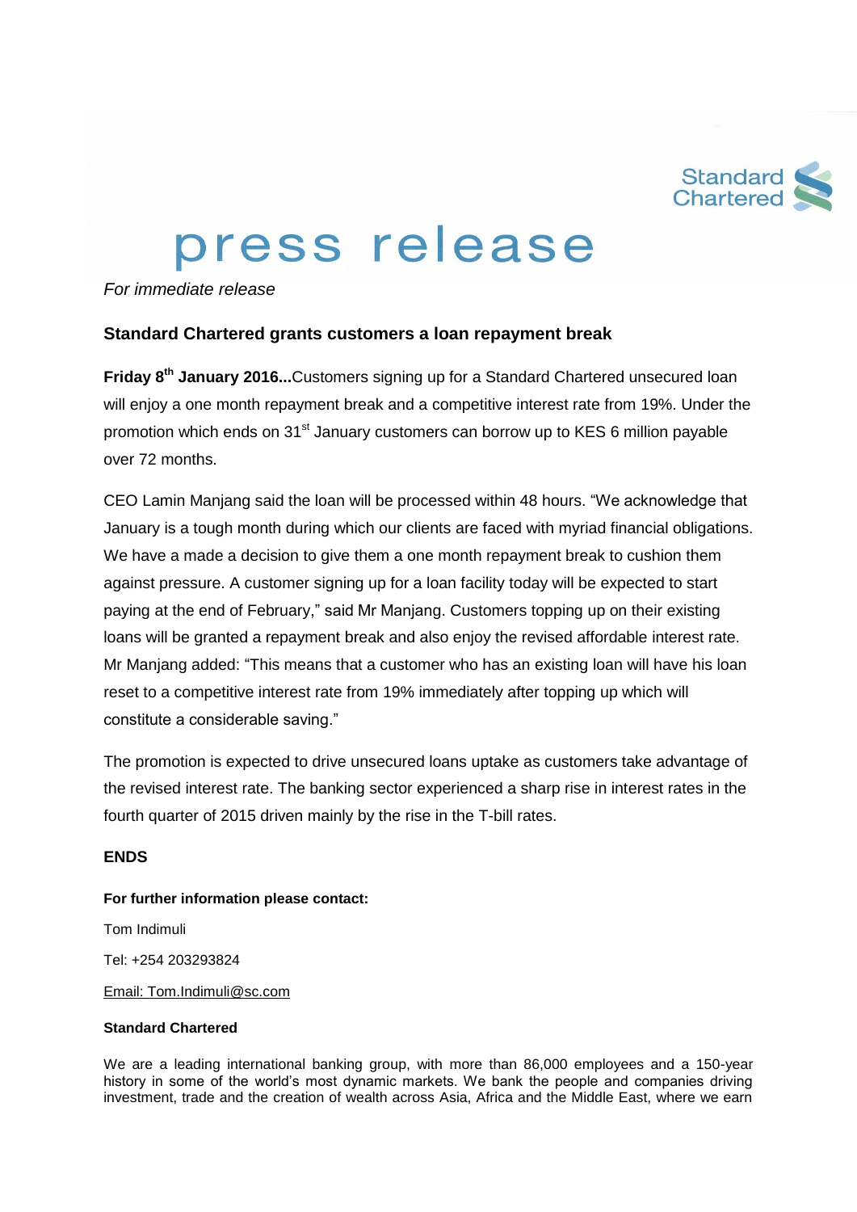Standard Chartered

# press release

*For immediate release*

## Standard Chartered grants customers a loan repayment break

**Friday 8th January 2016...**Customers signing up for a Standard Chartered unsecured loan will enjoy a one month repayment break and a competitive interest rate from 19%. Under the promotion which ends on 31st January customers can borrow up to KES 6 million payable over 72 months.

CEO Lamin Manjang said the loan will be processed within 48 hours. "We acknowledge that January is a tough month during which our clients are faced with myriad financial obligations. We have a made a decision to give them a one month repayment break to cushion them against pressure. A customer signing up for a loan facility today will be expected to start paying at the end of February," said Mr Manjang. Customers topping up on their existing loans will be granted a repayment break and also enjoy the revised affordable interest rate. Mr Manjang added: "This means that a customer who has an existing loan will have his loan reset to a competitive interest rate from 19% immediately after topping up which will constitute a considerable saving."

The promotion is expected to drive unsecured loans uptake as customers take advantage of the revised interest rate. The banking sector experienced a sharp rise in interest rates in the fourth quarter of 2015 driven mainly by the rise in the T-bill rates.

**ENDS**

**For further information please contact:**

Tom Indimuli

Tel: +254 203293824

Email: Tom.Indimuli@sc.com

**Standard Chartered**

We are a leading international banking group, with more than 86,000 employees and a 150-year history in some of the world's most dynamic markets. We bank the people and companies driving investment, trade and the creation of wealth across Asia, Africa and the Middle East, where we earn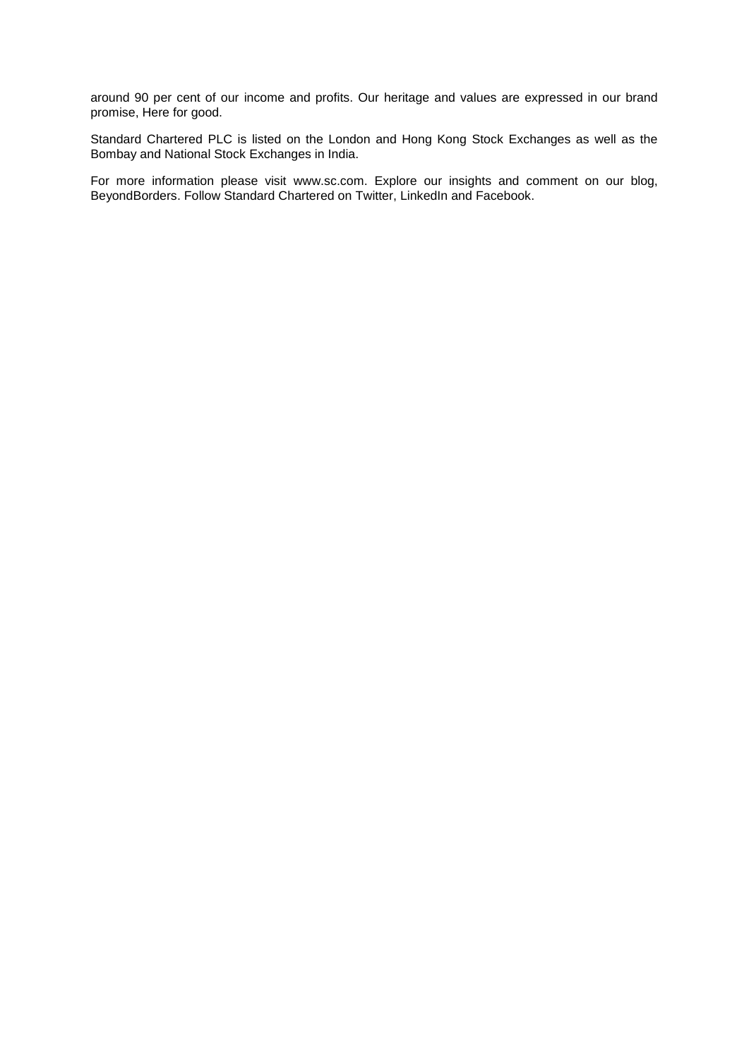around 90 per cent of our income and profits. Our heritage and values are expressed in our brand promise, Here for good.

Standard Chartered PLC is listed on the London and Hong Kong Stock Exchanges as well as the Bombay and National Stock Exchanges in India.

For more information please visit www.sc.com. Explore our insights and comment on our blog, BeyondBorders. Follow Standard Chartered on Twitter, LinkedIn and Facebook.